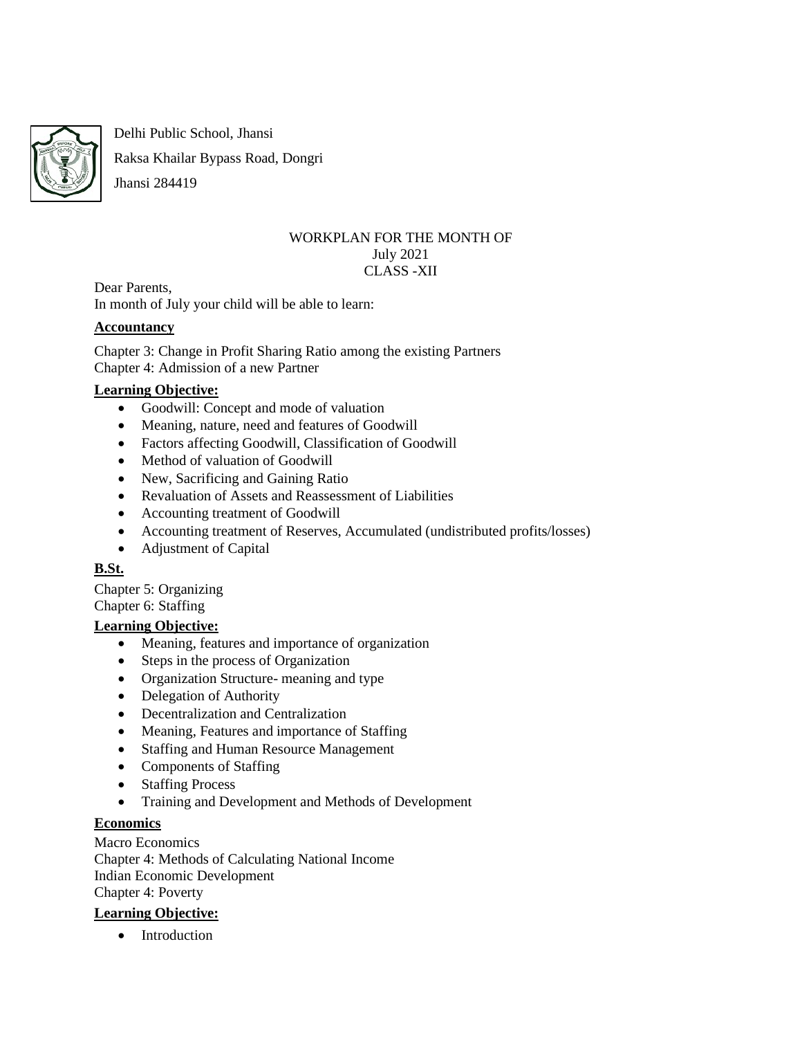Delhi Public School, Jhansi

Raksa Khailar Bypass Road, Dongri

Jhansi 284419

WORKPLAN FOR THE MONTH OF
July 2021
CLASS -XII

Dear Parents,
In month of July your child will be able to learn:

**Accountancy**

Chapter 3: Change in Profit Sharing Ratio among the existing Partners
Chapter 4: Admission of a new Partner

**Learning Objective:**

- Goodwill: Concept and mode of valuation
- Meaning, nature, need and features of Goodwill
- Factors affecting Goodwill, Classification of Goodwill
- Method of valuation of Goodwill
- New, Sacrificing and Gaining Ratio
- Revaluation of Assets and Reassessment of Liabilities
- Accounting treatment of Goodwill
- Accounting treatment of Reserves, Accumulated (undistributed profits/losses)
- Adjustment of Capital

**B.St.**

Chapter 5: Organizing
Chapter 6: Staffing

**Learning Objective:**

- Meaning, features and importance of organization
- Steps in the process of Organization
- Organization Structure- meaning and type
- Delegation of Authority
- Decentralization and Centralization
- Meaning, Features and importance of Staffing
- Staffing and Human Resource Management
- Components of Staffing
- Staffing Process
- Training and Development and Methods of Development

**Economics**

Macro Economics
Chapter 4: Methods of Calculating National Income
Indian Economic Development
Chapter 4: Poverty

**Learning Objective:**

- Introduction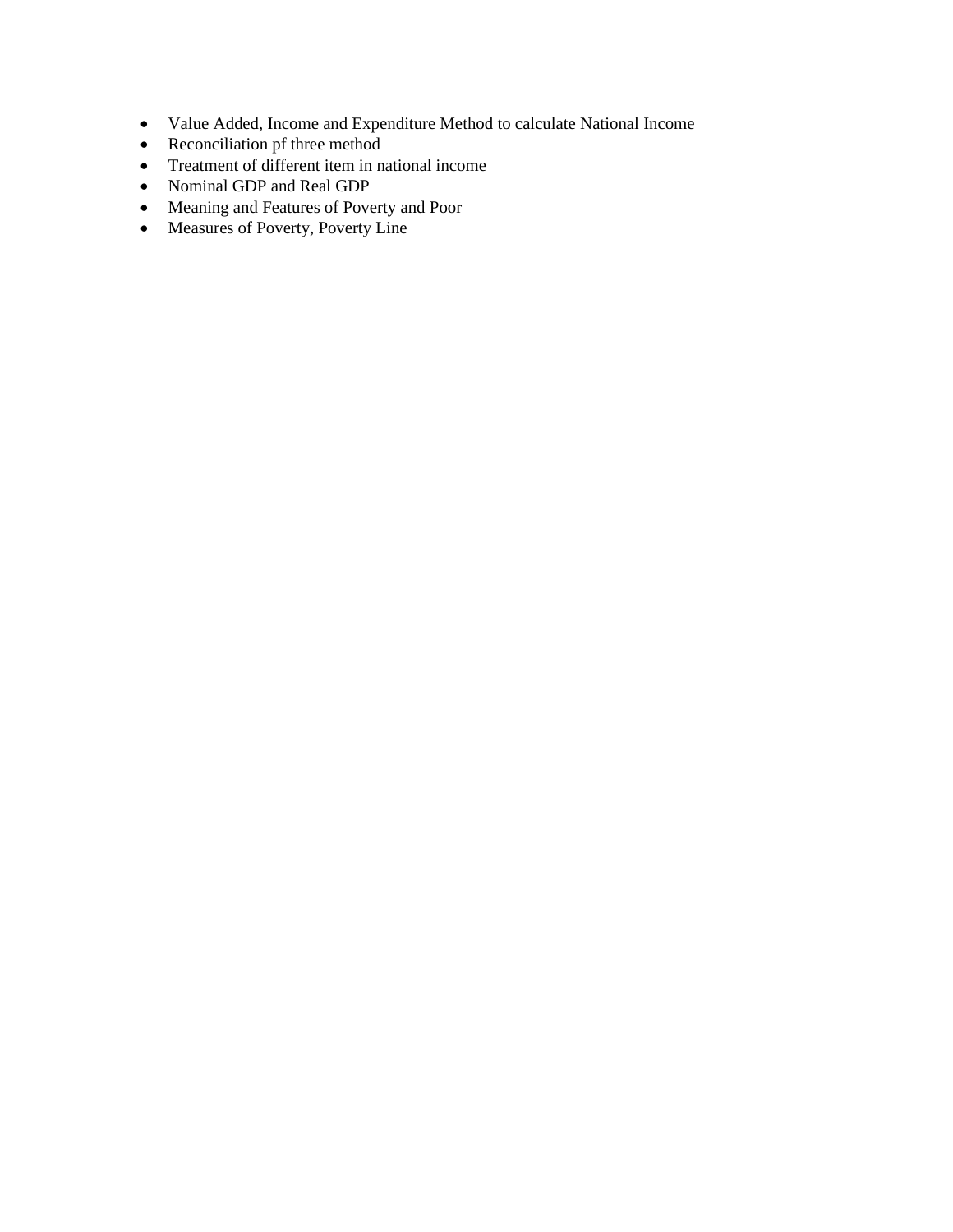- Value Added, Income and Expenditure Method to calculate National Income
- Reconciliation pf three method
- Treatment of different item in national income
- Nominal GDP and Real GDP
- Meaning and Features of Poverty and Poor
- Measures of Poverty, Poverty Line